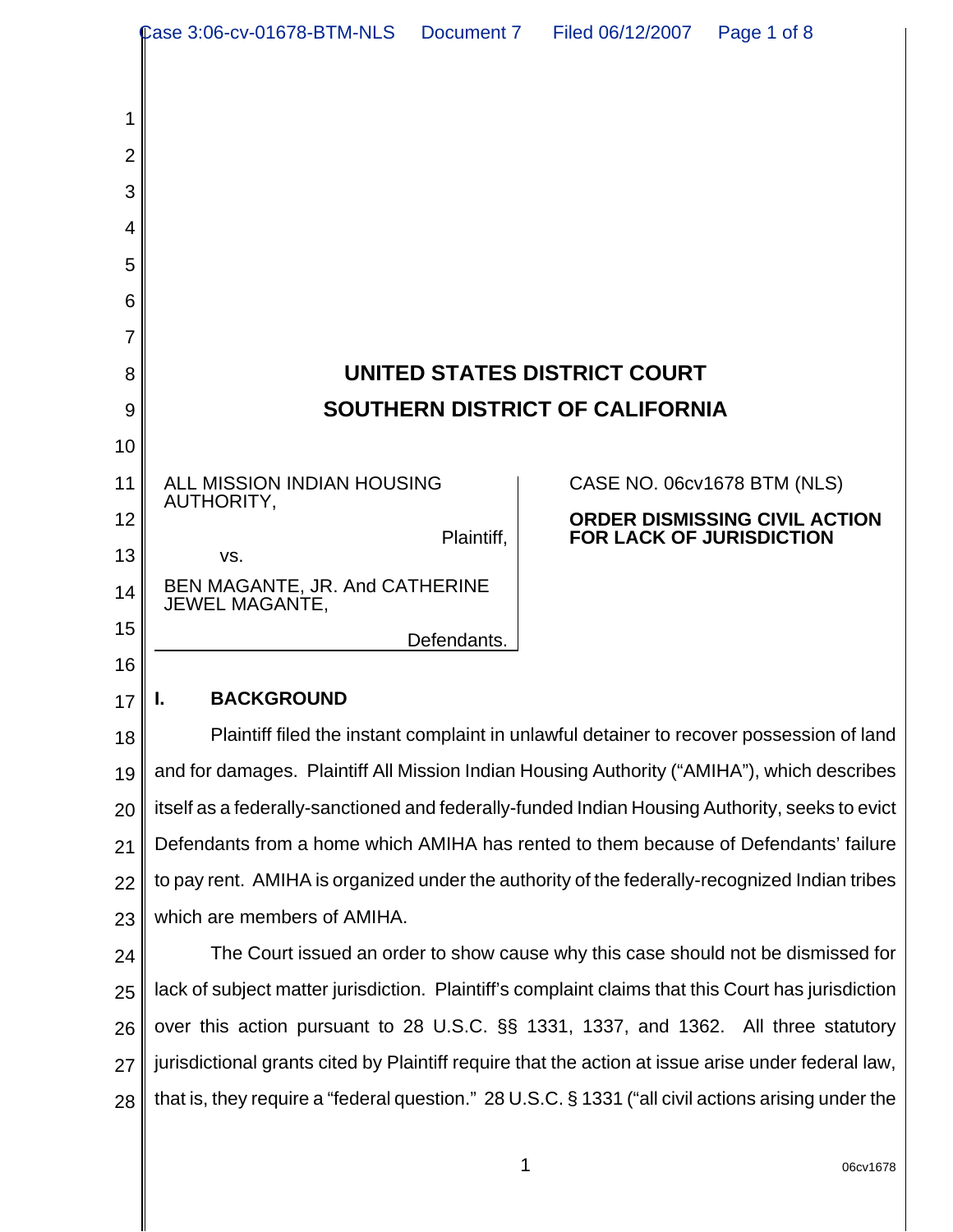# UNITED STATES DISTRICT COURT
# SOUTHERN DISTRICT OF CALIFORNIA

| | |
|---|---|
| ALL MISSION INDIAN HOUSING AUTHORITY, Plaintiff, vs. BEN MAGANTE, JR. And CATHERINE JEWEL MAGANTE, Defendants. | CASE NO. 06cv1678 BTM (NLS) **ORDER DISMISSING CIVIL ACTION FOR LACK OF JURISDICTION** |

## I. BACKGROUND

Plaintiff filed the instant complaint in unlawful detainer to recover possession of land and for damages. Plaintiff All Mission Indian Housing Authority ("AMIHA"), which describes itself as a federally-sanctioned and federally-funded Indian Housing Authority, seeks to evict Defendants from a home which AMIHA has rented to them because of Defendants' failure to pay rent. AMIHA is organized under the authority of the federally-recognized Indian tribes which are members of AMIHA.

The Court issued an order to show cause why this case should not be dismissed for lack of subject matter jurisdiction. Plaintiff's complaint claims that this Court has jurisdiction over this action pursuant to 28 U.S.C. §§ 1331, 1337, and 1362. All three statutory jurisdictional grants cited by Plaintiff require that the action at issue arise under federal law, that is, they require a "federal question." 28 U.S.C. § 1331 ("all civil actions arising under the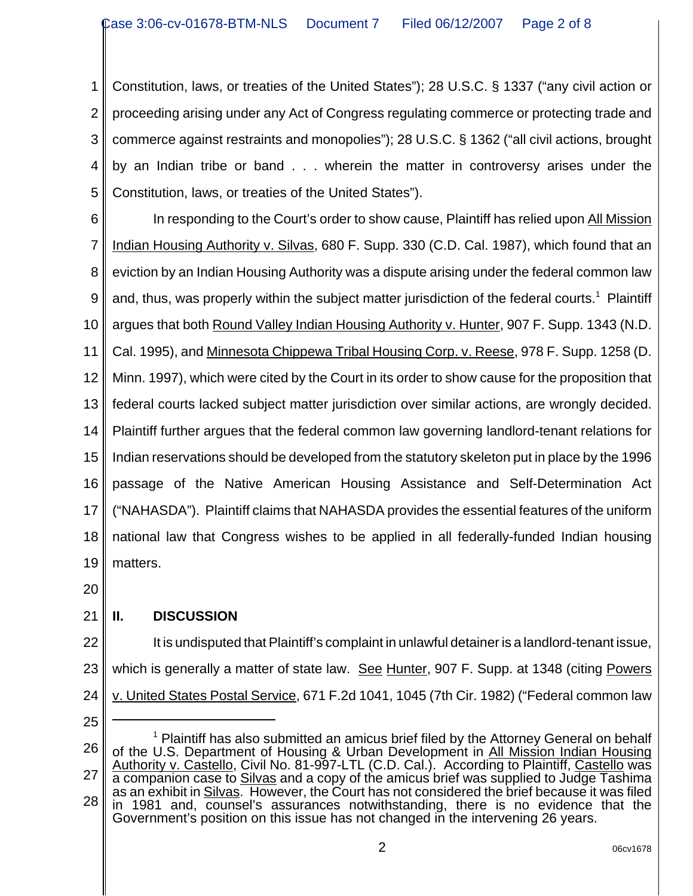Constitution, laws, or treaties of the United States"); 28 U.S.C. § 1337 ("any civil action or proceeding arising under any Act of Congress regulating commerce or protecting trade and commerce against restraints and monopolies"); 28 U.S.C. § 1362 ("all civil actions, brought by an Indian tribe or band . . . wherein the matter in controversy arises under the Constitution, laws, or treaties of the United States").

In responding to the Court's order to show cause, Plaintiff has relied upon All Mission Indian Housing Authority v. Silvas, 680 F. Supp. 330 (C.D. Cal. 1987), which found that an eviction by an Indian Housing Authority was a dispute arising under the federal common law and, thus, was properly within the subject matter jurisdiction of the federal courts.[1] Plaintiff argues that both Round Valley Indian Housing Authority v. Hunter, 907 F. Supp. 1343 (N.D. Cal. 1995), and Minnesota Chippewa Tribal Housing Corp. v. Reese, 978 F. Supp. 1258 (D. Minn. 1997), which were cited by the Court in its order to show cause for the proposition that federal courts lacked subject matter jurisdiction over similar actions, are wrongly decided. Plaintiff further argues that the federal common law governing landlord-tenant relations for Indian reservations should be developed from the statutory skeleton put in place by the 1996 passage of the Native American Housing Assistance and Self-Determination Act ("NAHASDA"). Plaintiff claims that NAHASDA provides the essential features of the uniform national law that Congress wishes to be applied in all federally-funded Indian housing matters.

## II. DISCUSSION

It is undisputed that Plaintiff's complaint in unlawful detainer is a landlord-tenant issue, which is generally a matter of state law. See Hunter, 907 F. Supp. at 1348 (citing Powers v. United States Postal Service, 671 F.2d 1041, 1045 (7th Cir. 1982) ("Federal common law

---

[1] Plaintiff has also submitted an amicus brief filed by the Attorney General on behalf of the U.S. Department of Housing & Urban Development in All Mission Indian Housing Authority v. Castello, Civil No. 81-997-LTL (C.D. Cal.). According to Plaintiff, Castello was a companion case to Silvas and a copy of the amicus brief was supplied to Judge Tashima as an exhibit in Silvas. However, the Court has not considered the brief because it was filed in 1981 and, counsel's assurances notwithstanding, there is no evidence that the Government's position on this issue has not changed in the intervening 26 years.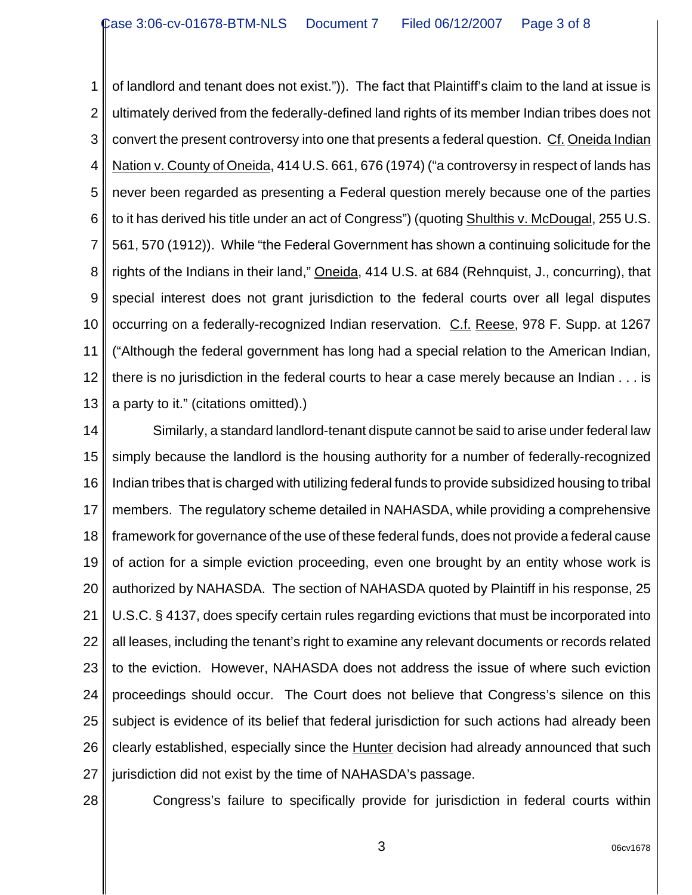of landlord and tenant does not exist.")). The fact that Plaintiff's claim to the land at issue is ultimately derived from the federally-defined land rights of its member Indian tribes does not convert the present controversy into one that presents a federal question. Cf. Oneida Indian Nation v. County of Oneida, 414 U.S. 661, 676 (1974) ("a controversy in respect of lands has never been regarded as presenting a Federal question merely because one of the parties to it has derived his title under an act of Congress") (quoting Shulthis v. McDougal, 255 U.S. 561, 570 (1912)). While "the Federal Government has shown a continuing solicitude for the rights of the Indians in their land," Oneida, 414 U.S. at 684 (Rehnquist, J., concurring), that special interest does not grant jurisdiction to the federal courts over all legal disputes occurring on a federally-recognized Indian reservation. C.f. Reese, 978 F. Supp. at 1267 ("Although the federal government has long had a special relation to the American Indian, there is no jurisdiction in the federal courts to hear a case merely because an Indian . . . is a party to it." (citations omitted).)

Similarly, a standard landlord-tenant dispute cannot be said to arise under federal law simply because the landlord is the housing authority for a number of federally-recognized Indian tribes that is charged with utilizing federal funds to provide subsidized housing to tribal members. The regulatory scheme detailed in NAHASDA, while providing a comprehensive framework for governance of the use of these federal funds, does not provide a federal cause of action for a simple eviction proceeding, even one brought by an entity whose work is authorized by NAHASDA. The section of NAHASDA quoted by Plaintiff in his response, 25 U.S.C. § 4137, does specify certain rules regarding evictions that must be incorporated into all leases, including the tenant's right to examine any relevant documents or records related to the eviction. However, NAHASDA does not address the issue of where such eviction proceedings should occur. The Court does not believe that Congress's silence on this subject is evidence of its belief that federal jurisdiction for such actions had already been clearly established, especially since the Hunter decision had already announced that such jurisdiction did not exist by the time of NAHASDA's passage.

Congress's failure to specifically provide for jurisdiction in federal courts within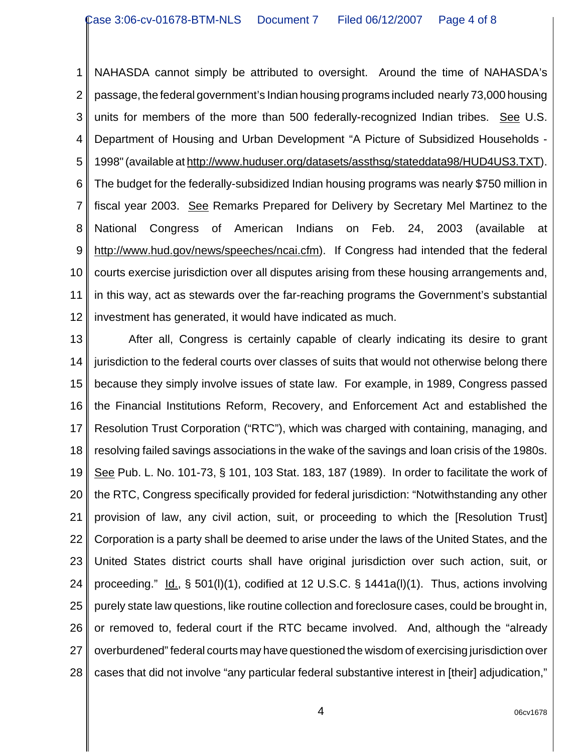NAHASDA cannot simply be attributed to oversight. Around the time of NAHASDA's passage, the federal government's Indian housing programs included nearly 73,000 housing units for members of the more than 500 federally-recognized Indian tribes. See U.S. Department of Housing and Urban Development "A Picture of Subsidized Households - 1998" (available at http://www.huduser.org/datasets/assthsg/statedata98/HUD4US3.TXT). The budget for the federally-subsidized Indian housing programs was nearly $750 million in fiscal year 2003. See Remarks Prepared for Delivery by Secretary Mel Martinez to the National Congress of American Indians on Feb. 24, 2003 (available at http://www.hud.gov/news/speeches/ncai.cfm). If Congress had intended that the federal courts exercise jurisdiction over all disputes arising from these housing arrangements and, in this way, act as stewards over the far-reaching programs the Government's substantial investment has generated, it would have indicated as much.

After all, Congress is certainly capable of clearly indicating its desire to grant jurisdiction to the federal courts over classes of suits that would not otherwise belong there because they simply involve issues of state law. For example, in 1989, Congress passed the Financial Institutions Reform, Recovery, and Enforcement Act and established the Resolution Trust Corporation ("RTC"), which was charged with containing, managing, and resolving failed savings associations in the wake of the savings and loan crisis of the 1980s. See Pub. L. No. 101-73, § 101, 103 Stat. 183, 187 (1989). In order to facilitate the work of the RTC, Congress specifically provided for federal jurisdiction: "Notwithstanding any other provision of law, any civil action, suit, or proceeding to which the [Resolution Trust] Corporation is a party shall be deemed to arise under the laws of the United States, and the United States district courts shall have original jurisdiction over such action, suit, or proceeding." Id., § 501(l)(1), codified at 12 U.S.C. § 1441a(l)(1). Thus, actions involving purely state law questions, like routine collection and foreclosure cases, could be brought in, or removed to, federal court if the RTC became involved. And, although the "already overburdened" federal courts may have questioned the wisdom of exercising jurisdiction over cases that did not involve "any particular federal substantive interest in [their] adjudication,"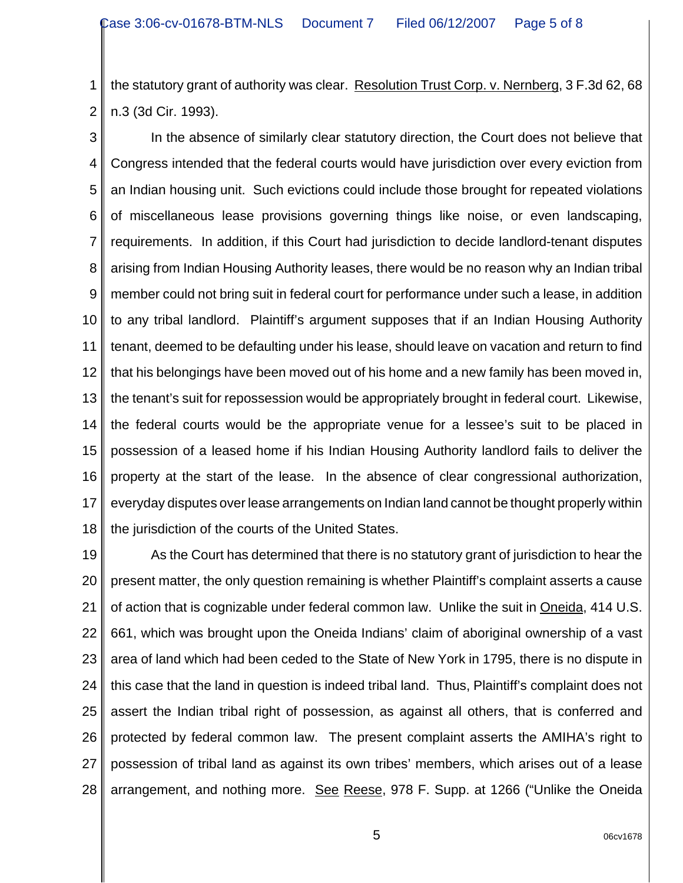the statutory grant of authority was clear. Resolution Trust Corp. v. Nernberg, 3 F.3d 62, 68 n.3 (3d Cir. 1993).

In the absence of similarly clear statutory direction, the Court does not believe that Congress intended that the federal courts would have jurisdiction over every eviction from an Indian housing unit. Such evictions could include those brought for repeated violations of miscellaneous lease provisions governing things like noise, or even landscaping, requirements. In addition, if this Court had jurisdiction to decide landlord-tenant disputes arising from Indian Housing Authority leases, there would be no reason why an Indian tribal member could not bring suit in federal court for performance under such a lease, in addition to any tribal landlord. Plaintiff's argument supposes that if an Indian Housing Authority tenant, deemed to be defaulting under his lease, should leave on vacation and return to find that his belongings have been moved out of his home and a new family has been moved in, the tenant's suit for repossession would be appropriately brought in federal court. Likewise, the federal courts would be the appropriate venue for a lessee's suit to be placed in possession of a leased home if his Indian Housing Authority landlord fails to deliver the property at the start of the lease. In the absence of clear congressional authorization, everyday disputes over lease arrangements on Indian land cannot be thought properly within the jurisdiction of the courts of the United States.

As the Court has determined that there is no statutory grant of jurisdiction to hear the present matter, the only question remaining is whether Plaintiff's complaint asserts a cause of action that is cognizable under federal common law. Unlike the suit in Oneida, 414 U.S. 661, which was brought upon the Oneida Indians' claim of aboriginal ownership of a vast area of land which had been ceded to the State of New York in 1795, there is no dispute in this case that the land in question is indeed tribal land. Thus, Plaintiff's complaint does not assert the Indian tribal right of possession, as against all others, that is conferred and protected by federal common law. The present complaint asserts the AMIHA's right to possession of tribal land as against its own tribes' members, which arises out of a lease arrangement, and nothing more. See Reese, 978 F. Supp. at 1266 ("Unlike the Oneida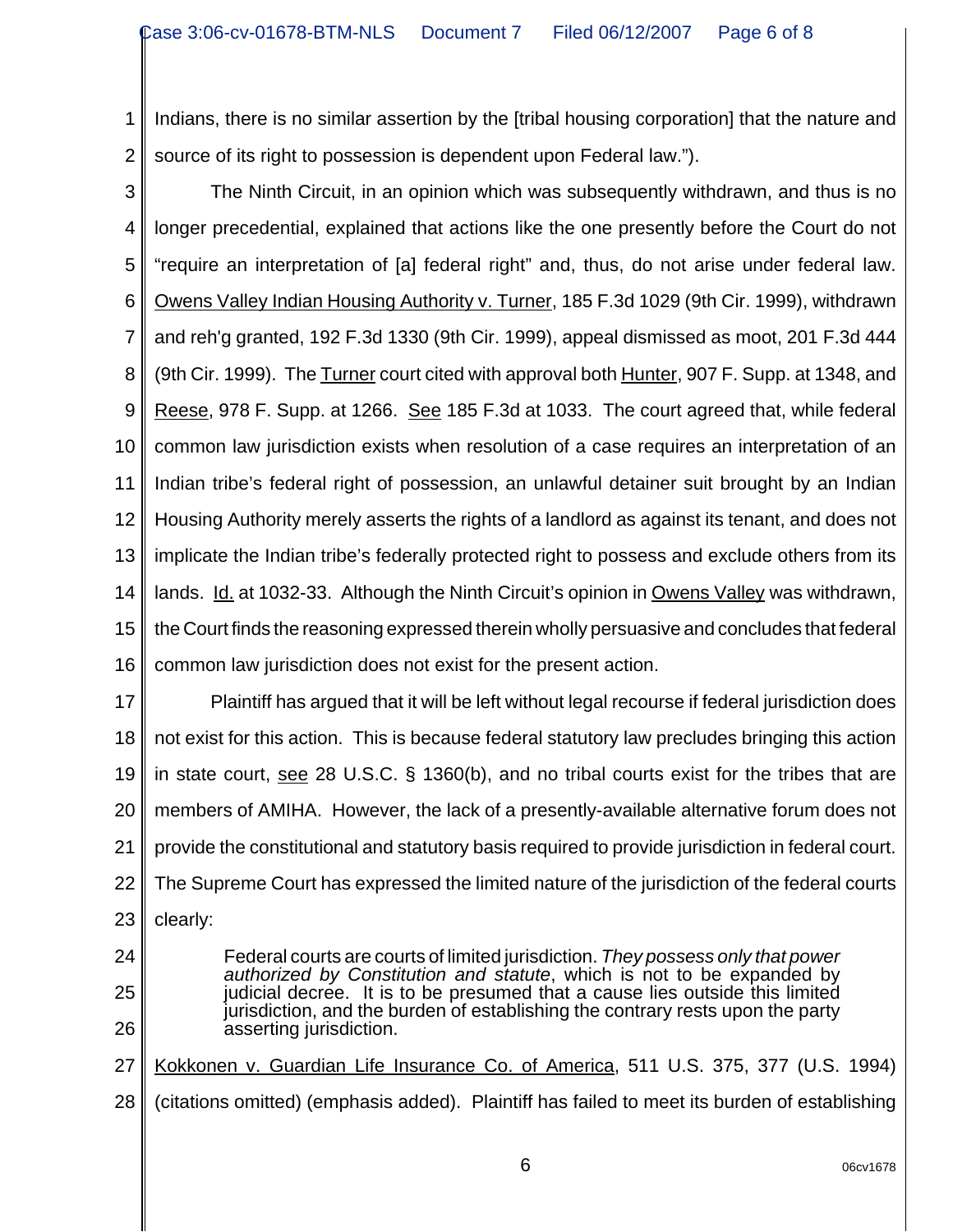Indians, there is no similar assertion by the [tribal housing corporation] that the nature and source of its right to possession is dependent upon Federal law.").

The Ninth Circuit, in an opinion which was subsequently withdrawn, and thus is no longer precedential, explained that actions like the one presently before the Court do not "require an interpretation of [a] federal right" and, thus, do not arise under federal law. Owens Valley Indian Housing Authority v. Turner, 185 F.3d 1029 (9th Cir. 1999), withdrawn and reh'g granted, 192 F.3d 1330 (9th Cir. 1999), appeal dismissed as moot, 201 F.3d 444 (9th Cir. 1999). The Turner court cited with approval both Hunter, 907 F. Supp. at 1348, and Reese, 978 F. Supp. at 1266. See 185 F.3d at 1033. The court agreed that, while federal common law jurisdiction exists when resolution of a case requires an interpretation of an Indian tribe's federal right of possession, an unlawful detainer suit brought by an Indian Housing Authority merely asserts the rights of a landlord as against its tenant, and does not implicate the Indian tribe's federally protected right to possess and exclude others from its lands. Id. at 1032-33. Although the Ninth Circuit's opinion in Owens Valley was withdrawn, the Court finds the reasoning expressed therein wholly persuasive and concludes that federal common law jurisdiction does not exist for the present action.

Plaintiff has argued that it will be left without legal recourse if federal jurisdiction does not exist for this action. This is because federal statutory law precludes bringing this action in state court, see 28 U.S.C. § 1360(b), and no tribal courts exist for the tribes that are members of AMIHA. However, the lack of a presently-available alternative forum does not provide the constitutional and statutory basis required to provide jurisdiction in federal court. The Supreme Court has expressed the limited nature of the jurisdiction of the federal courts clearly:

> Federal courts are courts of limited jurisdiction. *They possess only that power authorized by Constitution and statute*, which is not to be expanded by judicial decree. It is to be presumed that a cause lies outside this limited jurisdiction, and the burden of establishing the contrary rests upon the party asserting jurisdiction.

Kokkonen v. Guardian Life Insurance Co. of America, 511 U.S. 375, 377 (U.S. 1994) (citations omitted) (emphasis added). Plaintiff has failed to meet its burden of establishing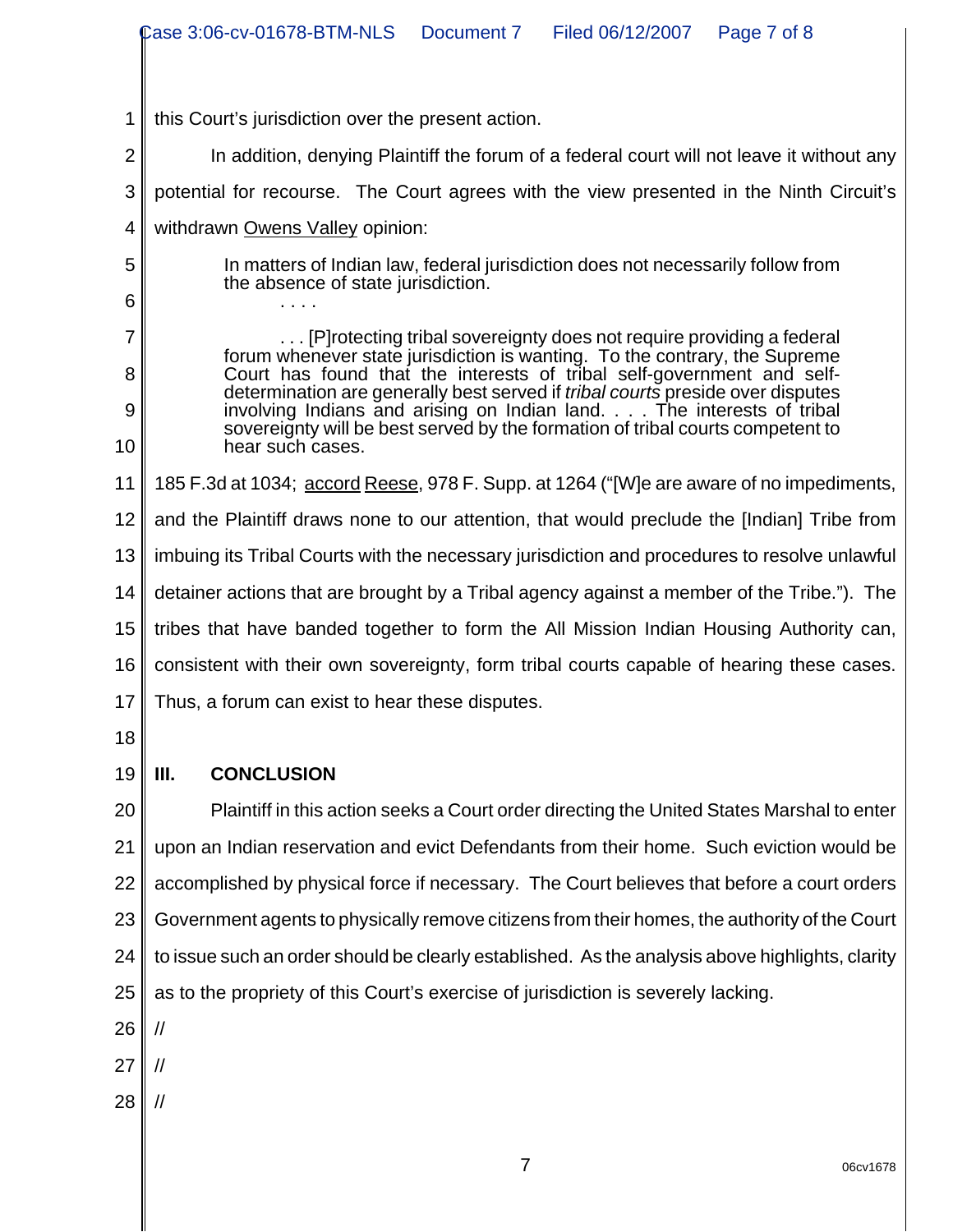this Court's jurisdiction over the present action.

In addition, denying Plaintiff the forum of a federal court will not leave it without any potential for recourse. The Court agrees with the view presented in the Ninth Circuit's withdrawn Owens Valley opinion:

> In matters of Indian law, federal jurisdiction does not necessarily follow from the absence of state jurisdiction.
>
> . . . .
>
> . . . [P]rotecting tribal sovereignty does not require providing a federal forum whenever state jurisdiction is wanting. To the contrary, the Supreme Court has found that the interests of tribal self-government and self-determination are generally best served if *tribal courts* preside over disputes involving Indians and arising on Indian land. . . . The interests of tribal sovereignty will be best served by the formation of tribal courts competent to hear such cases.

185 F.3d at 1034; accord Reese, 978 F. Supp. at 1264 ("[W]e are aware of no impediments, and the Plaintiff draws none to our attention, that would preclude the [Indian] Tribe from imbuing its Tribal Courts with the necessary jurisdiction and procedures to resolve unlawful detainer actions that are brought by a Tribal agency against a member of the Tribe."). The tribes that have banded together to form the All Mission Indian Housing Authority can, consistent with their own sovereignty, form tribal courts capable of hearing these cases. Thus, a forum can exist to hear these disputes.

## III. CONCLUSION

Plaintiff in this action seeks a Court order directing the United States Marshal to enter upon an Indian reservation and evict Defendants from their home. Such eviction would be accomplished by physical force if necessary. The Court believes that before a court orders Government agents to physically remove citizens from their homes, the authority of the Court to issue such an order should be clearly established. As the analysis above highlights, clarity as to the propriety of this Court's exercise of jurisdiction is severely lacking.

//

//

//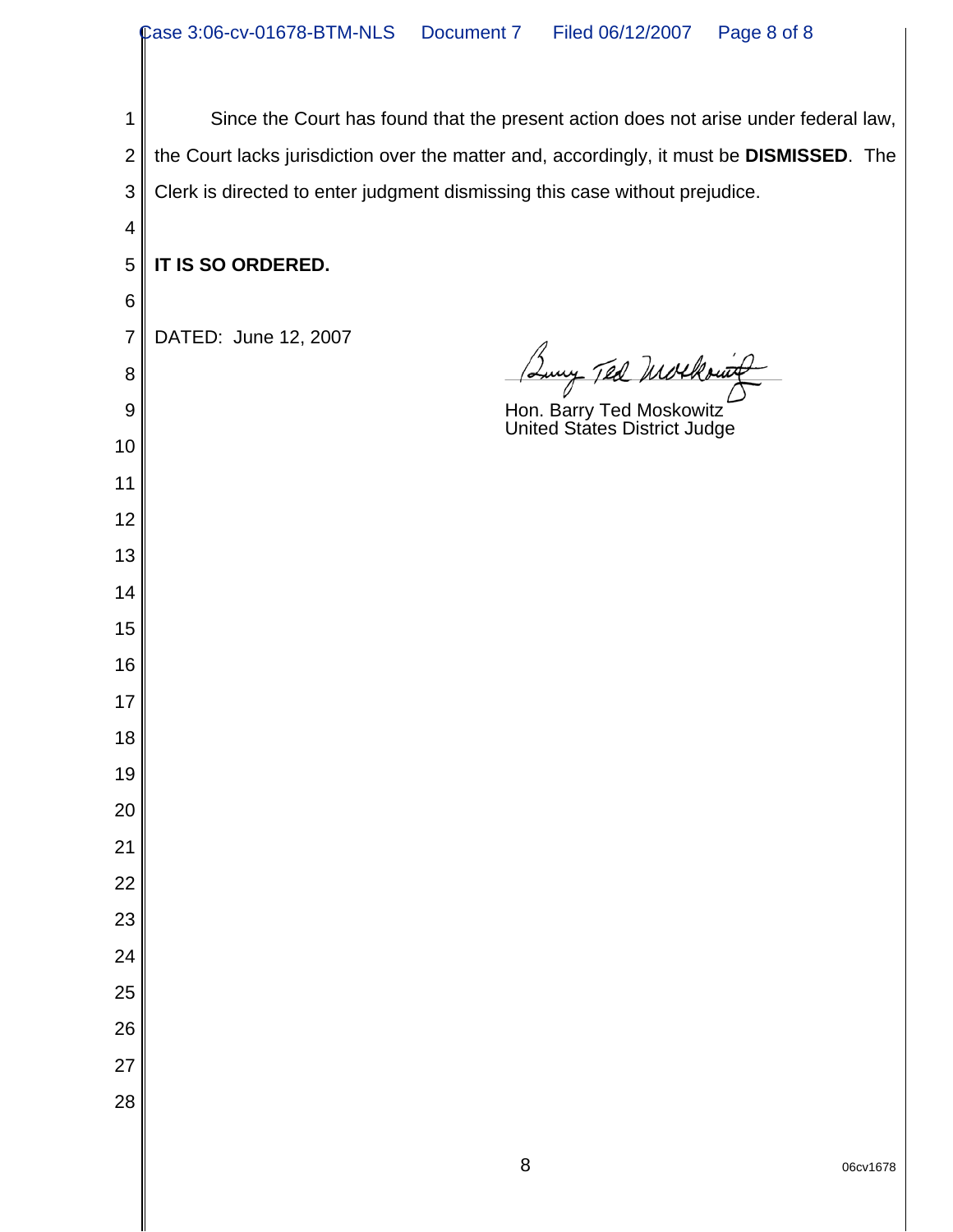Since the Court has found that the present action does not arise under federal law, the Court lacks jurisdiction over the matter and, accordingly, it must be **DISMISSED**. The Clerk is directed to enter judgment dismissing this case without prejudice.

**IT IS SO ORDERED.**

DATED: June 12, 2007

Hon. Barry Ted Moskowitz
United States District Judge